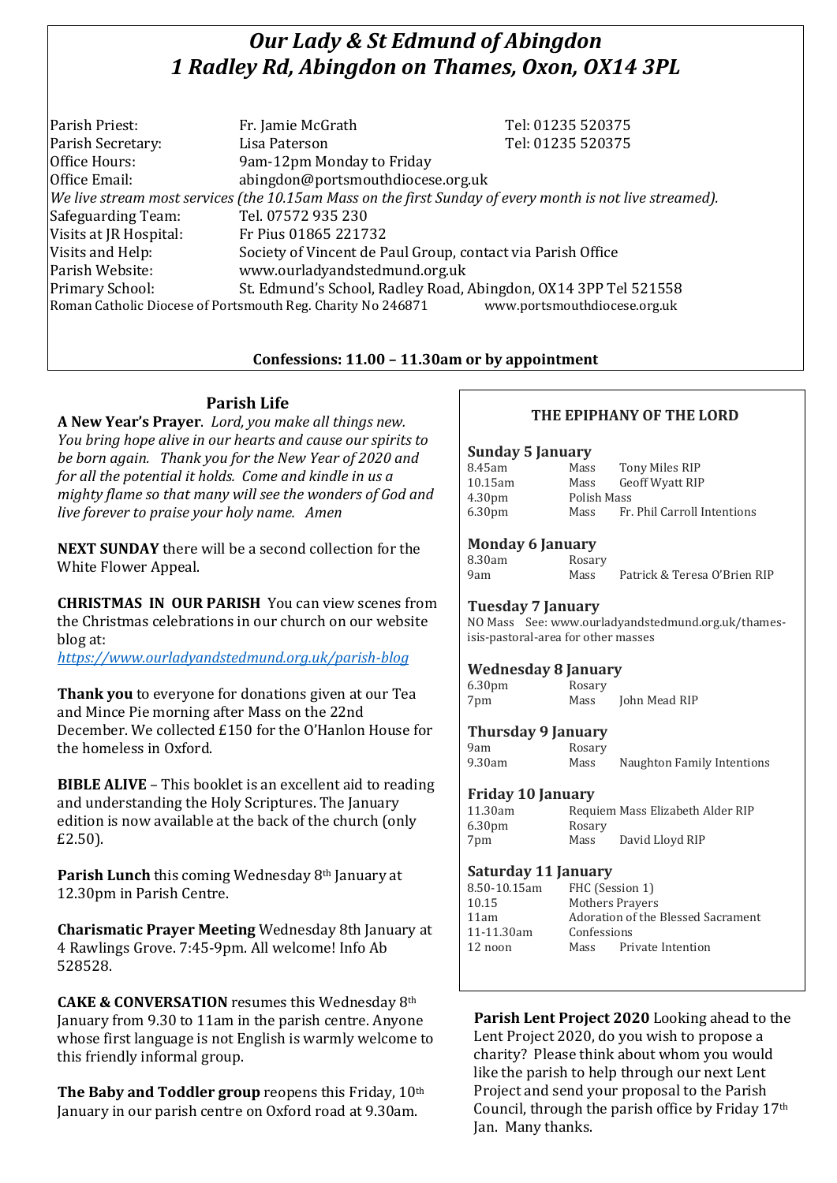# *Our Lady & St Edmund of Abingdon*
# *1 Radley Rd, Abingdon on Thames, Oxon, OX14 3PL*

| | | |
|---|---|---|
| Parish Priest: | Fr. Jamie McGrath | Tel: 01235 520375 |
| Parish Secretary: | Lisa Paterson | Tel: 01235 520375 |
| Office Hours: | 9am-12pm Monday to Friday | |
| Office Email: | abingdon@portsmouthdiocese.org.uk | |

*We live stream most services (the 10.15am Mass on the first Sunday of every month is not live streamed).*

| | |
|---|---|
| Safeguarding Team: | Tel. 07572 935 230 |
| Visits at JR Hospital: | Fr Pius 01865 221732 |
| Visits and Help: | Society of Vincent de Paul Group, contact via Parish Office |
| Parish Website: | www.ourladyandstedmund.org.uk |
| Primary School: | St. Edmund's School, Radley Road, Abingdon, OX14 3PP Tel 521558 |

Roman Catholic Diocese of Portsmouth Reg. Charity No 246871 www.portsmouthdiocese.org.uk

**Confessions: 11.00 – 11.30am or by appointment**

## Parish Life

**A New Year's Prayer**. *Lord, you make all things new. You bring hope alive in our hearts and cause our spirits to be born again. Thank you for the New Year of 2020 and for all the potential it holds. Come and kindle in us a mighty flame so that many will see the wonders of God and live forever to praise your holy name. Amen*

**NEXT SUNDAY** there will be a second collection for the White Flower Appeal.

**CHRISTMAS IN OUR PARISH** You can view scenes from the Christmas celebrations in our church on our website blog at:
*https://www.ourladyandstedmund.org.uk/parish-blog*

**Thank you** to everyone for donations given at our Tea and Mince Pie morning after Mass on the 22nd December. We collected £150 for the O'Hanlon House for the homeless in Oxford.

**BIBLE ALIVE** – This booklet is an excellent aid to reading and understanding the Holy Scriptures. The January edition is now available at the back of the church (only £2.50).

**Parish Lunch** this coming Wednesday 8th January at 12.30pm in Parish Centre.

**Charismatic Prayer Meeting** Wednesday 8th January at 4 Rawlings Grove. 7:45-9pm. All welcome! Info Ab 528528.

**CAKE & CONVERSATION** resumes this Wednesday 8th January from 9.30 to 11am in the parish centre. Anyone whose first language is not English is warmly welcome to this friendly informal group.

**The Baby and Toddler group** reopens this Friday, 10th January in our parish centre on Oxford road at 9.30am.

### THE EPIPHANY OF THE LORD

**Sunday 5 January**

| | | |
|---|---|---|
| 8.45am | Mass | Tony Miles RIP |
| 10.15am | Mass | Geoff Wyatt RIP |
| 4.30pm | Polish Mass | |
| 6.30pm | Mass | Fr. Phil Carroll Intentions |

**Monday 6 January**

| | | |
|---|---|---|
| 8.30am | Rosary | |
| 9am | Mass | Patrick & Teresa O'Brien RIP |

**Tuesday 7 January**

NO Mass See: www.ourladyandstedmund.org.uk/thames-isis-pastoral-area for other masses

**Wednesday 8 January**

| | | |
|---|---|---|
| 6.30pm | Rosary | |
| 7pm | Mass | John Mead RIP |

**Thursday 9 January**

| | | |
|---|---|---|
| 9am | Rosary | |
| 9.30am | Mass | Naughton Family Intentions |

**Friday 10 January**

| | | |
|---|---|---|
| 11.30am | Requiem Mass Elizabeth Alder RIP | |
| 6.30pm | Rosary | |
| 7pm | Mass | David Lloyd RIP |

**Saturday 11 January**

| | | |
|---|---|---|
| 8.50-10.15am | FHC (Session 1) | |
| 10.15 | Mothers Prayers | |
| 11am | Adoration of the Blessed Sacrament | |
| 11-11.30am | Confessions | |
| 12 noon | Mass | Private Intention |

**Parish Lent Project 2020** Looking ahead to the Lent Project 2020, do you wish to propose a charity? Please think about whom you would like the parish to help through our next Lent Project and send your proposal to the Parish Council, through the parish office by Friday 17th Jan. Many thanks.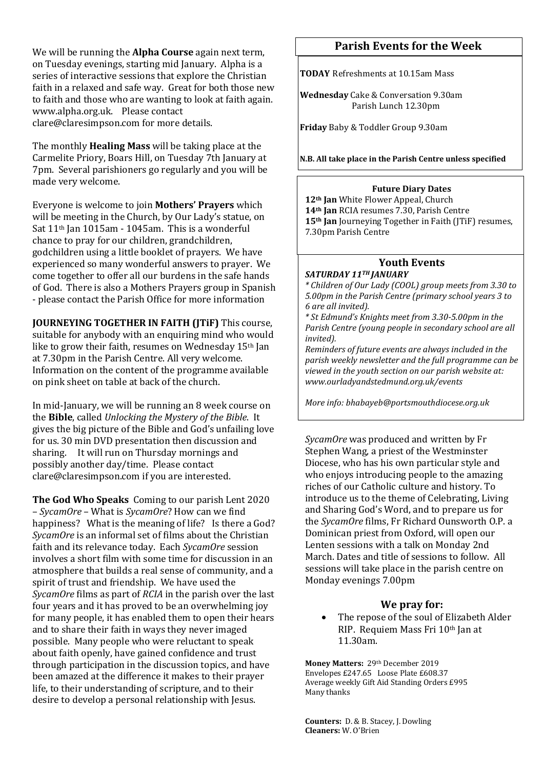We will be running the **Alpha Course** again next term, on Tuesday evenings, starting mid January. Alpha is a series of interactive sessions that explore the Christian faith in a relaxed and safe way. Great for both those new to faith and those who are wanting to look at faith again. www.alpha.org.uk. Please contact clare@claresimpson.com for more details.

The monthly **Healing Mass** will be taking place at the Carmelite Priory, Boars Hill, on Tuesday 7th January at 7pm. Several parishioners go regularly and you will be made very welcome.

Everyone is welcome to join **Mothers' Prayers** which will be meeting in the Church, by Our Lady's statue, on Sat 11th Jan 1015am - 1045am. This is a wonderful chance to pray for our children, grandchildren, godchildren using a little booklet of prayers. We have experienced so many wonderful answers to prayer. We come together to offer all our burdens in the safe hands of God. There is also a Mothers Prayers group in Spanish - please contact the Parish Office for more information

**JOURNEYING TOGETHER IN FAITH (JTiF)** This course, suitable for anybody with an enquiring mind who would like to grow their faith, resumes on Wednesday 15th Jan at 7.30pm in the Parish Centre. All very welcome. Information on the content of the programme available on pink sheet on table at back of the church.

In mid-January, we will be running an 8 week course on the **Bible**, called *Unlocking the Mystery of the Bible*. It gives the big picture of the Bible and God's unfailing love for us. 30 min DVD presentation then discussion and sharing. It will run on Thursday mornings and possibly another day/time. Please contact clare@claresimpson.com if you are interested.

**The God Who Speaks** Coming to our parish Lent 2020 – *SycamOre* – What is *SycamOre*? How can we find happiness? What is the meaning of life? Is there a God? *SycamOre* is an informal set of films about the Christian faith and its relevance today. Each *SycamOre* session involves a short film with some time for discussion in an atmosphere that builds a real sense of community, and a spirit of trust and friendship. We have used the *SycamOre* films as part of *RCIA* in the parish over the last four years and it has proved to be an overwhelming joy for many people, it has enabled them to open their hears and to share their faith in ways they never imaged possible. Many people who were reluctant to speak about faith openly, have gained confidence and trust through participation in the discussion topics, and have been amazed at the difference it makes to their prayer life, to their understanding of scripture, and to their desire to develop a personal relationship with Jesus.

*SycamOre* was produced and written by Fr Stephen Wang, a priest of the Westminster Diocese, who has his own particular style and who enjoys introducing people to the amazing riches of our Catholic culture and history. To introduce us to the theme of Celebrating, Living and Sharing God's Word, and to prepare us for the *SycamOre* films, Fr Richard Ounsworth O.P. a Dominican priest from Oxford, will open our Lenten sessions with a talk on Monday 2nd March. Dates and title of sessions to follow. All sessions will take place in the parish centre on Monday evenings 7.00pm

## Parish Events for the Week

**TODAY** Refreshments at 10.15am Mass

**Wednesday** Cake & Conversation 9.30am
Parish Lunch 12.30pm

**Friday** Baby & Toddler Group 9.30am

**N.B. All take place in the Parish Centre unless specified**

### Future Diary Dates

**12th Jan** White Flower Appeal, Church
**14th Jan** RCIA resumes 7.30, Parish Centre
**15th Jan** Journeying Together in Faith (JTiF) resumes, 7.30pm Parish Centre

### Youth Events

***SATURDAY 11TH JANUARY***

*\* Children of Our Lady (COOL) group meets from 3.30 to 5.00pm in the Parish Centre (primary school years 3 to 6 are all invited).*

*\* St Edmund's Knights meet from 3.30-5.00pm in the Parish Centre (young people in secondary school are all invited).*

*Reminders of future events are always included in the parish weekly newsletter and the full programme can be viewed in the youth section on our parish website at: www.ourladyandstedmund.org.uk/events*

*More info: bhabayeb@portsmouthdiocese.org.uk*

### We pray for:

- The repose of the soul of Elizabeth Alder RIP. Requiem Mass Fri 10th Jan at 11.30am.

**Money Matters:** 29th December 2019
Envelopes £247.65 Loose Plate £608.37
Average weekly Gift Aid Standing Orders £995
Many thanks

**Counters:** D. & B. Stacey, J. Dowling
**Cleaners:** W. O'Brien